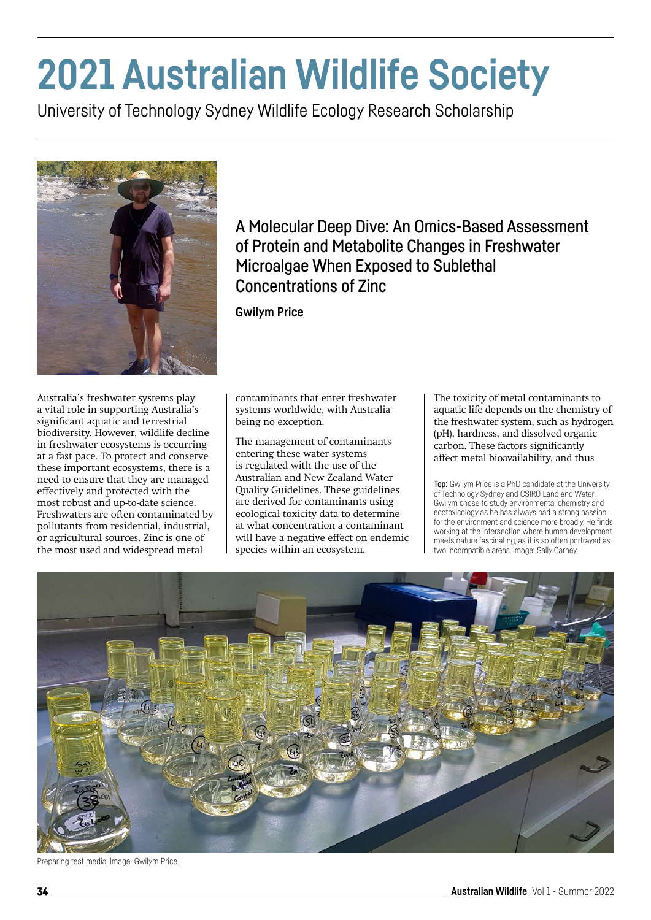# 2021 Australian Wildlife Society

University of Technology Sydney Wildlife Ecology Research Scholarship

## A Molecular Deep Dive: An Omics-Based Assessment of Protein and Metabolite Changes in Freshwater Microalgae When Exposed to Sublethal Concentrations of Zinc

**Gwilym Price**

Australia's freshwater systems play a vital role in supporting Australia's significant aquatic and terrestrial biodiversity. However, wildlife decline in freshwater ecosystems is occurring at a fast pace. To protect and conserve these important ecosystems, there is a need to ensure that they are managed effectively and protected with the most robust and up-to-date science. Freshwaters are often contaminated by pollutants from residential, industrial, or agricultural sources. Zinc is one of the most used and widespread metal contaminants that enter freshwater systems worldwide, with Australia being no exception.

The management of contaminants entering these water systems is regulated with the use of the Australian and New Zealand Water Quality Guidelines. These guidelines are derived for contaminants using ecological toxicity data to determine at what concentration a contaminant will have a negative effect on endemic species within an ecosystem.

The toxicity of metal contaminants to aquatic life depends on the chemistry of the freshwater system, such as hydrogen (pH), hardness, and dissolved organic carbon. These factors significantly affect metal bioavailability, and thus

**Top:** Gwilym Price is a PhD candidate at the University of Technology Sydney and CSIRO Land and Water. Gwilym chose to study environmental chemistry and ecotoxicology as he has always had a strong passion for the environment and science more broadly. He finds working at the intersection where human development meets nature fascinating, as it is so often portrayed as two incompatible areas. Image: Sally Carney.

Preparing test media. Image: Gwilym Price.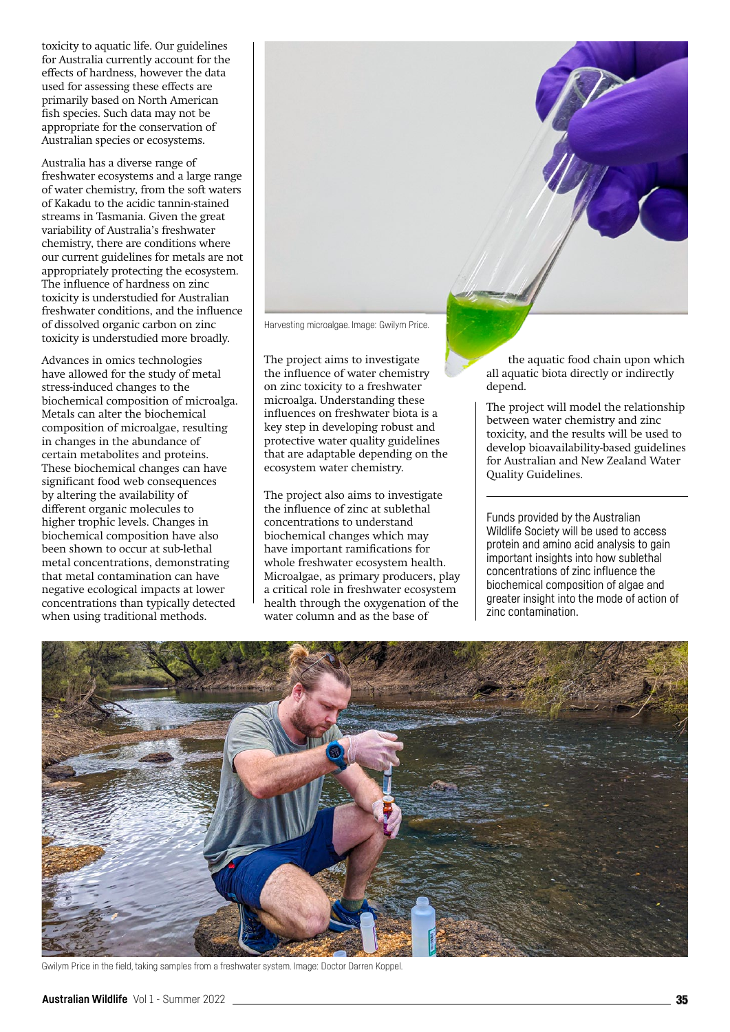toxicity to aquatic life. Our guidelines for Australia currently account for the effects of hardness, however the data used for assessing these effects are primarily based on North American fish species. Such data may not be appropriate for the conservation of Australian species or ecosystems.

Australia has a diverse range of freshwater ecosystems and a large range of water chemistry, from the soft waters of Kakadu to the acidic tannin-stained streams in Tasmania. Given the great variability of Australia's freshwater chemistry, there are conditions where our current guidelines for metals are not appropriately protecting the ecosystem. The influence of hardness on zinc toxicity is understudied for Australian freshwater conditions, and the influence of dissolved organic carbon on zinc toxicity is understudied more broadly.

Advances in omics technologies have allowed for the study of metal stress-induced changes to the biochemical composition of microalga. Metals can alter the biochemical composition of microalgae, resulting in changes in the abundance of certain metabolites and proteins. These biochemical changes can have significant food web consequences by altering the availability of different organic molecules to higher trophic levels. Changes in biochemical composition have also been shown to occur at sub-lethal metal concentrations, demonstrating that metal contamination can have negative ecological impacts at lower concentrations than typically detected when using traditional methods.

Harvesting microalgae. Image: Gwilym Price.

The project aims to investigate the influence of water chemistry on zinc toxicity to a freshwater microalga. Understanding these influences on freshwater biota is a key step in developing robust and protective water quality guidelines that are adaptable depending on the ecosystem water chemistry.

The project also aims to investigate the influence of zinc at sublethal concentrations to understand biochemical changes which may have important ramifications for whole freshwater ecosystem health. Microalgae, as primary producers, play a critical role in freshwater ecosystem health through the oxygenation of the water column and as the base of the aquatic food chain upon which all aquatic biota directly or indirectly depend.

The project will model the relationship between water chemistry and zinc toxicity, and the results will be used to develop bioavailability-based guidelines for Australian and New Zealand Water Quality Guidelines.

Funds provided by the Australian Wildlife Society will be used to access protein and amino acid analysis to gain important insights into how sublethal concentrations of zinc influence the biochemical composition of algae and greater insight into the mode of action of zinc contamination.

Gwilym Price in the field, taking samples from a freshwater system. Image: Doctor Darren Koppel.